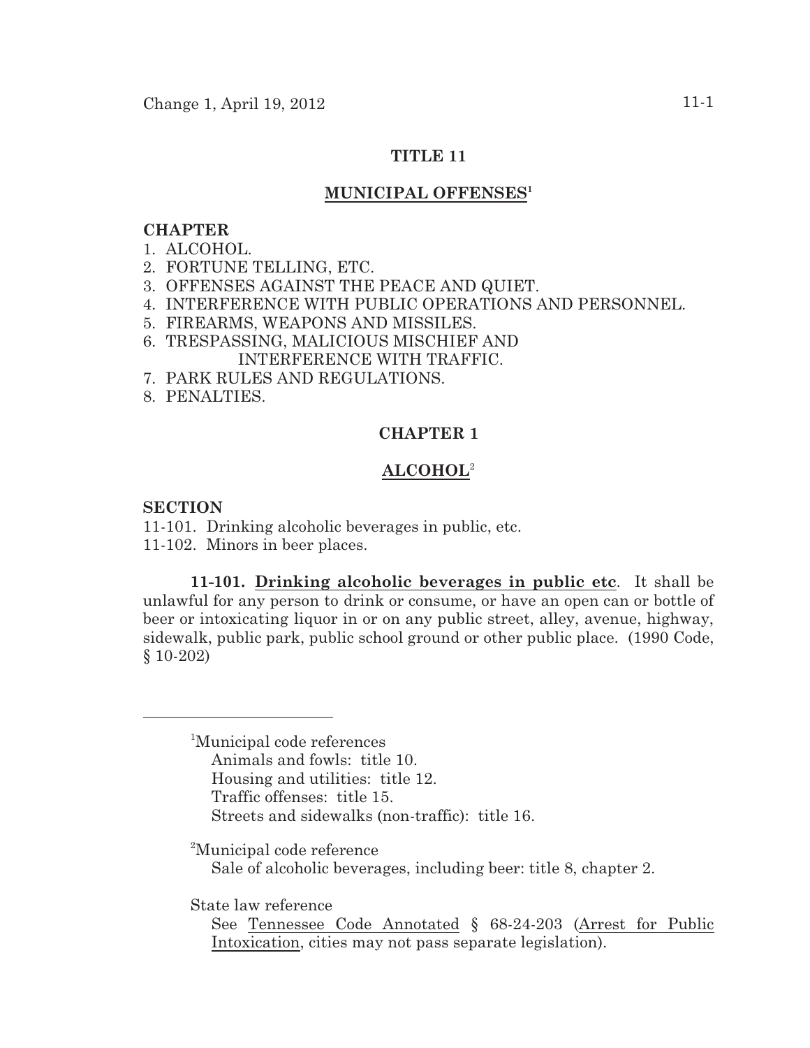# TITLE 11

## MUNICIPAL OFFENSES[1]

**CHAPTER**

1. ALCOHOL.
2. FORTUNE TELLING, ETC.
3. OFFENSES AGAINST THE PEACE AND QUIET.
4. INTERFERENCE WITH PUBLIC OPERATIONS AND PERSONNEL.
5. FIREARMS, WEAPONS AND MISSILES.
6. TRESPASSING, MALICIOUS MISCHIEF AND INTERFERENCE WITH TRAFFIC.
7. PARK RULES AND REGULATIONS.
8. PENALTIES.

## CHAPTER 1

## ALCOHOL[2]

**SECTION**

11-101. Drinking alcoholic beverages in public, etc.
11-102. Minors in beer places.

**11-101. Drinking alcoholic beverages in public etc.** It shall be unlawful for any person to drink or consume, or have an open can or bottle of beer or intoxicating liquor in or on any public street, alley, avenue, highway, sidewalk, public park, public school ground or other public place. (1990 Code, § 10-202)

---

[1]Municipal code references
Animals and fowls: title 10.
Housing and utilities: title 12.
Traffic offenses: title 15.
Streets and sidewalks (non-traffic): title 16.

[2]Municipal code reference
Sale of alcoholic beverages, including beer: title 8, chapter 2.

State law reference
See Tennessee Code Annotated § 68-24-203 (Arrest for Public Intoxication, cities may not pass separate legislation).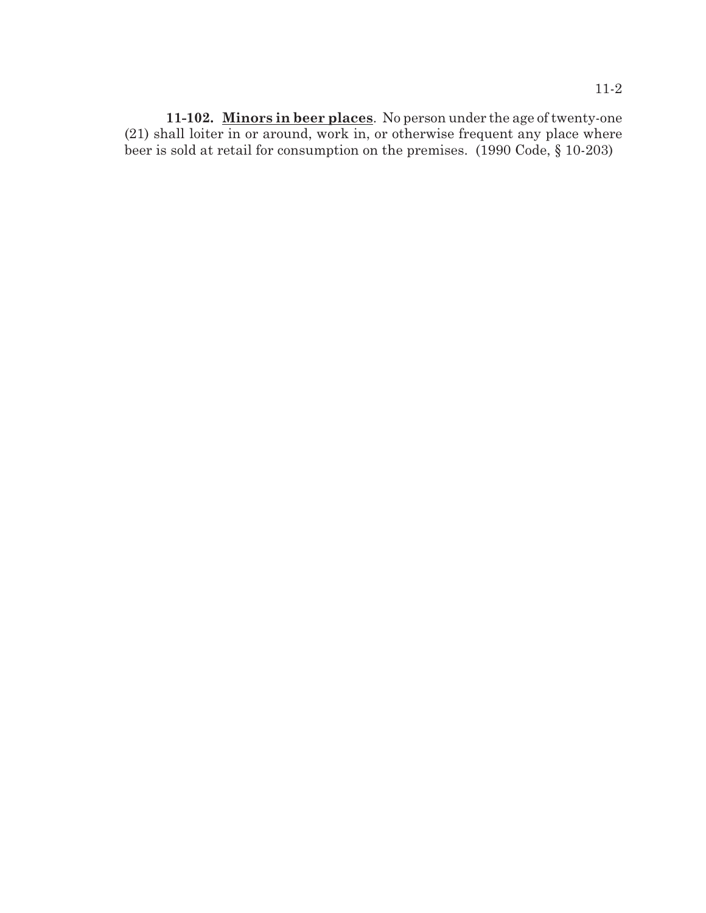**11-102. <u>Minors in beer places</u>**. No person under the age of twenty-one (21) shall loiter in or around, work in, or otherwise frequent any place where beer is sold at retail for consumption on the premises. (1990 Code, § 10-203)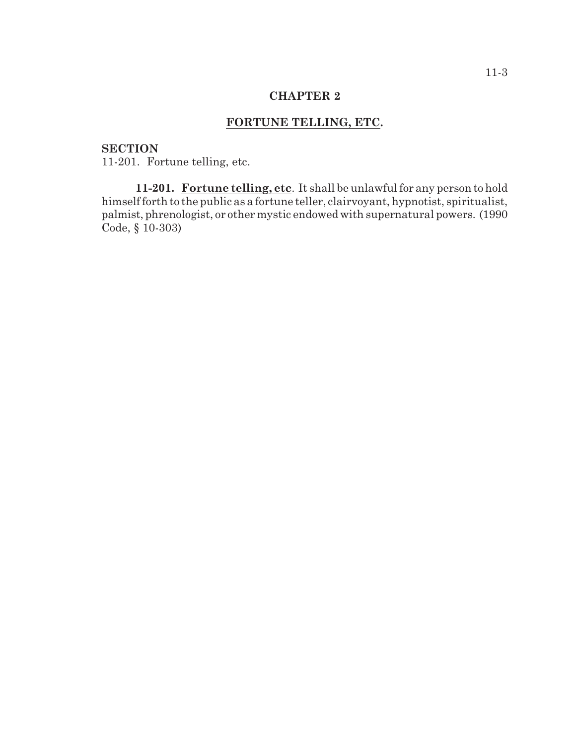# CHAPTER 2

## FORTUNE TELLING, ETC.

**SECTION**

11-201. Fortune telling, etc.

**11-201. Fortune telling, etc**. It shall be unlawful for any person to hold himself forth to the public as a fortune teller, clairvoyant, hypnotist, spiritualist, palmist, phrenologist, or other mystic endowed with supernatural powers. (1990 Code, § 10-303)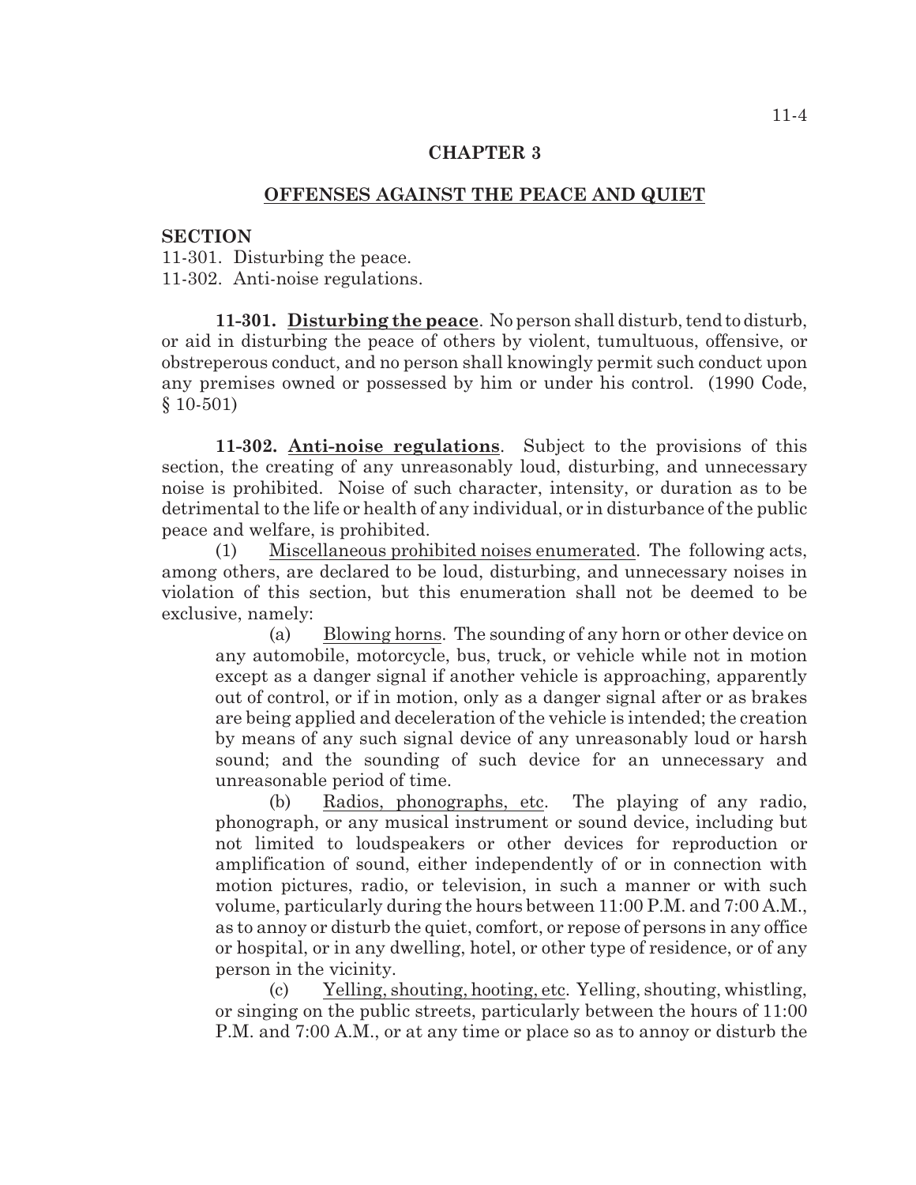## CHAPTER 3

## OFFENSES AGAINST THE PEACE AND QUIET

**SECTION**

11-301. Disturbing the peace.
11-302. Anti-noise regulations.

**11-301. Disturbing the peace**. No person shall disturb, tend to disturb, or aid in disturbing the peace of others by violent, tumultuous, offensive, or obstreperous conduct, and no person shall knowingly permit such conduct upon any premises owned or possessed by him or under his control. (1990 Code, § 10-501)

**11-302. Anti-noise regulations**. Subject to the provisions of this section, the creating of any unreasonably loud, disturbing, and unnecessary noise is prohibited. Noise of such character, intensity, or duration as to be detrimental to the life or health of any individual, or in disturbance of the public peace and welfare, is prohibited.

(1) Miscellaneous prohibited noises enumerated. The following acts, among others, are declared to be loud, disturbing, and unnecessary noises in violation of this section, but this enumeration shall not be deemed to be exclusive, namely:

(a) Blowing horns. The sounding of any horn or other device on any automobile, motorcycle, bus, truck, or vehicle while not in motion except as a danger signal if another vehicle is approaching, apparently out of control, or if in motion, only as a danger signal after or as brakes are being applied and deceleration of the vehicle is intended; the creation by means of any such signal device of any unreasonably loud or harsh sound; and the sounding of such device for an unnecessary and unreasonable period of time.

(b) Radios, phonographs, etc. The playing of any radio, phonograph, or any musical instrument or sound device, including but not limited to loudspeakers or other devices for reproduction or amplification of sound, either independently of or in connection with motion pictures, radio, or television, in such a manner or with such volume, particularly during the hours between 11:00 P.M. and 7:00 A.M., as to annoy or disturb the quiet, comfort, or repose of persons in any office or hospital, or in any dwelling, hotel, or other type of residence, or of any person in the vicinity.

(c) Yelling, shouting, hooting, etc. Yelling, shouting, whistling, or singing on the public streets, particularly between the hours of 11:00 P.M. and 7:00 A.M., or at any time or place so as to annoy or disturb the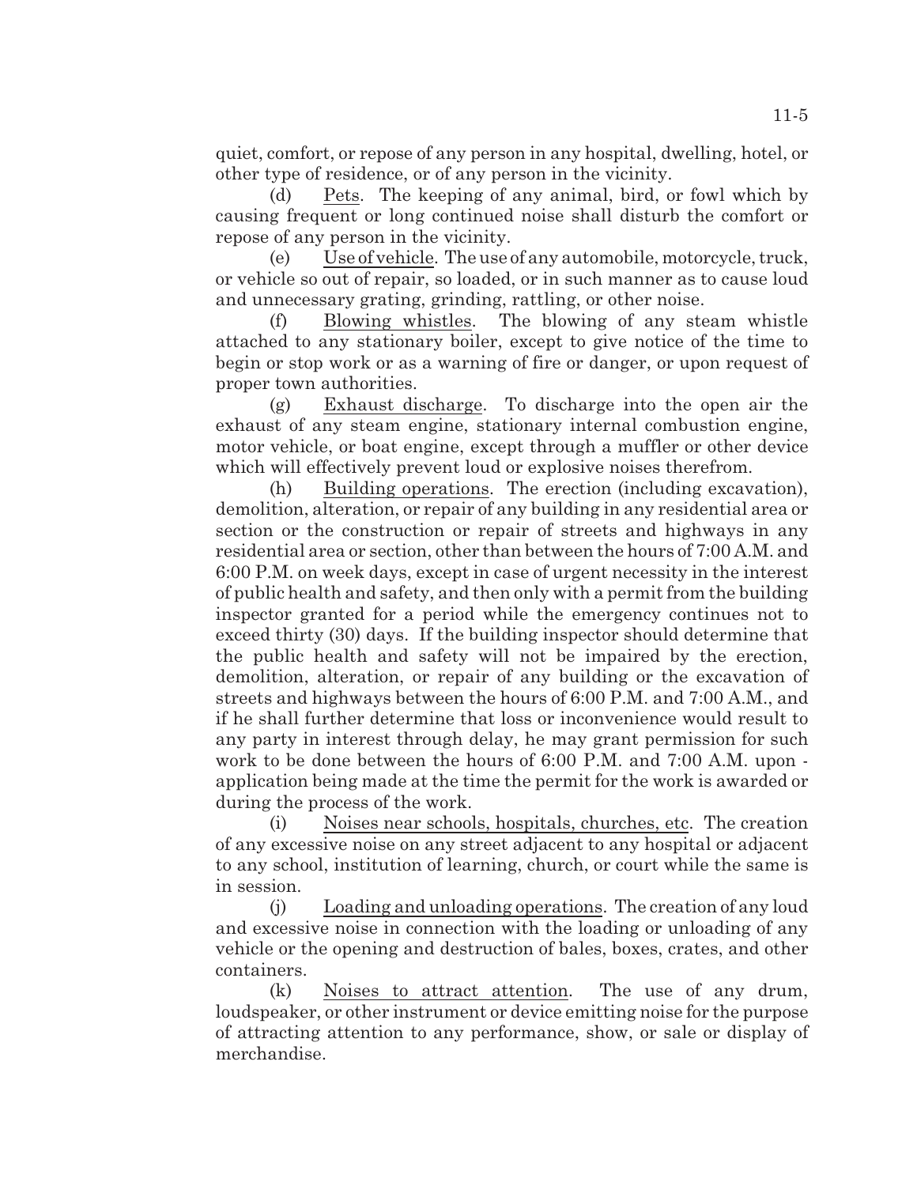quiet, comfort, or repose of any person in any hospital, dwelling, hotel, or other type of residence, or of any person in the vicinity.

(d) Pets. The keeping of any animal, bird, or fowl which by causing frequent or long continued noise shall disturb the comfort or repose of any person in the vicinity.

(e) Use of vehicle. The use of any automobile, motorcycle, truck, or vehicle so out of repair, so loaded, or in such manner as to cause loud and unnecessary grating, grinding, rattling, or other noise.

(f) Blowing whistles. The blowing of any steam whistle attached to any stationary boiler, except to give notice of the time to begin or stop work or as a warning of fire or danger, or upon request of proper town authorities.

(g) Exhaust discharge. To discharge into the open air the exhaust of any steam engine, stationary internal combustion engine, motor vehicle, or boat engine, except through a muffler or other device which will effectively prevent loud or explosive noises therefrom.

(h) Building operations. The erection (including excavation), demolition, alteration, or repair of any building in any residential area or section or the construction or repair of streets and highways in any residential area or section, other than between the hours of 7:00 A.M. and 6:00 P.M. on week days, except in case of urgent necessity in the interest of public health and safety, and then only with a permit from the building inspector granted for a period while the emergency continues not to exceed thirty (30) days. If the building inspector should determine that the public health and safety will not be impaired by the erection, demolition, alteration, or repair of any building or the excavation of streets and highways between the hours of 6:00 P.M. and 7:00 A.M., and if he shall further determine that loss or inconvenience would result to any party in interest through delay, he may grant permission for such work to be done between the hours of 6:00 P.M. and 7:00 A.M. upon - application being made at the time the permit for the work is awarded or during the process of the work.

(i) Noises near schools, hospitals, churches, etc. The creation of any excessive noise on any street adjacent to any hospital or adjacent to any school, institution of learning, church, or court while the same is in session.

(j) Loading and unloading operations. The creation of any loud and excessive noise in connection with the loading or unloading of any vehicle or the opening and destruction of bales, boxes, crates, and other containers.

(k) Noises to attract attention. The use of any drum, loudspeaker, or other instrument or device emitting noise for the purpose of attracting attention to any performance, show, or sale or display of merchandise.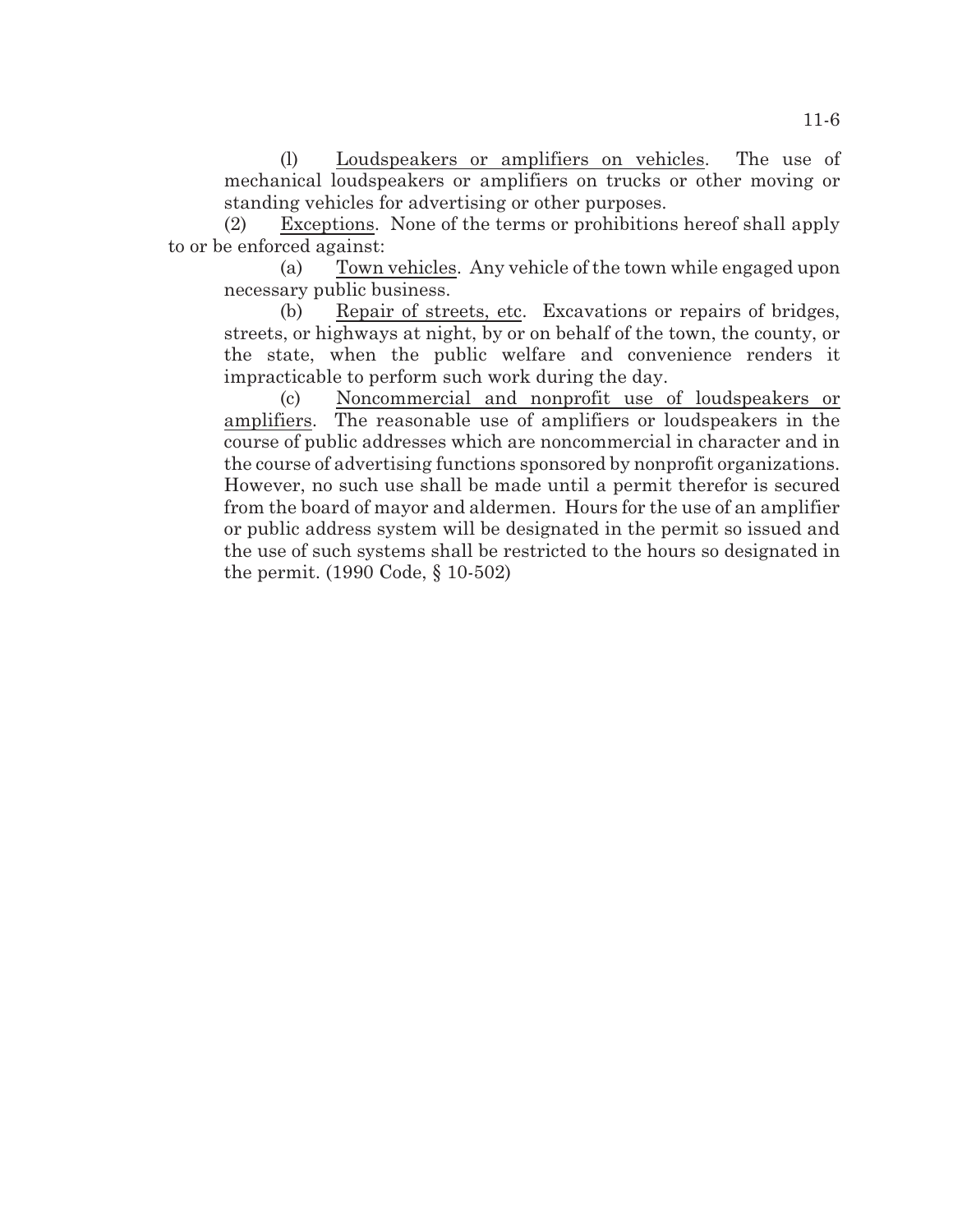(l) Loudspeakers or amplifiers on vehicles. The use of mechanical loudspeakers or amplifiers on trucks or other moving or standing vehicles for advertising or other purposes.

(2) Exceptions. None of the terms or prohibitions hereof shall apply to or be enforced against:

(a) Town vehicles. Any vehicle of the town while engaged upon necessary public business.

(b) Repair of streets, etc. Excavations or repairs of bridges, streets, or highways at night, by or on behalf of the town, the county, or the state, when the public welfare and convenience renders it impracticable to perform such work during the day.

(c) Noncommercial and nonprofit use of loudspeakers or amplifiers. The reasonable use of amplifiers or loudspeakers in the course of public addresses which are noncommercial in character and in the course of advertising functions sponsored by nonprofit organizations. However, no such use shall be made until a permit therefor is secured from the board of mayor and aldermen. Hours for the use of an amplifier or public address system will be designated in the permit so issued and the use of such systems shall be restricted to the hours so designated in the permit. (1990 Code, § 10-502)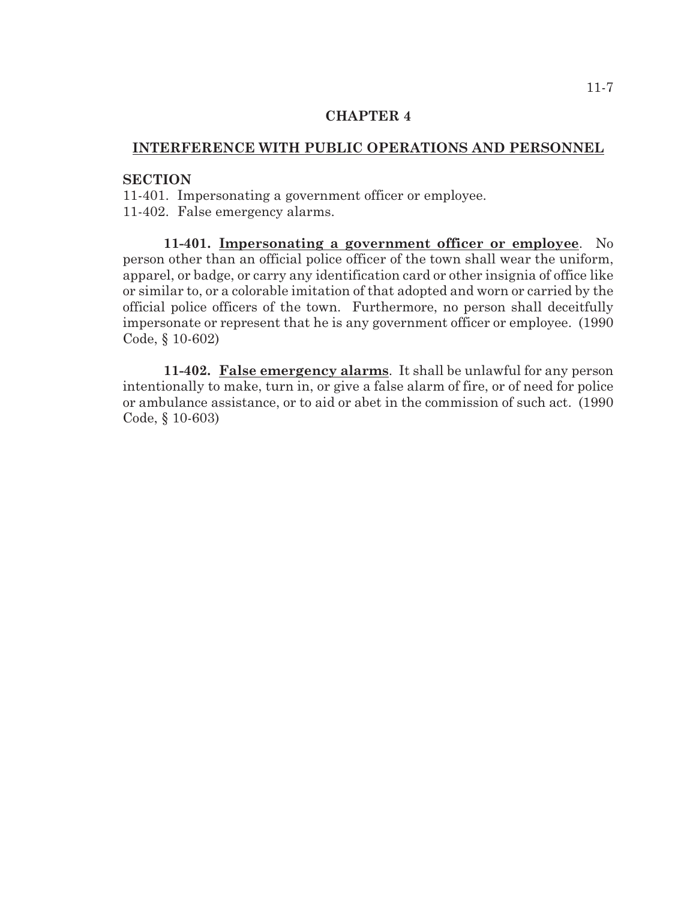# CHAPTER 4

## INTERFERENCE WITH PUBLIC OPERATIONS AND PERSONNEL

**SECTION**

11-401. Impersonating a government officer or employee.
11-402. False emergency alarms.

**11-401. Impersonating a government officer or employee**. No person other than an official police officer of the town shall wear the uniform, apparel, or badge, or carry any identification card or other insignia of office like or similar to, or a colorable imitation of that adopted and worn or carried by the official police officers of the town. Furthermore, no person shall deceitfully impersonate or represent that he is any government officer or employee. (1990 Code, § 10-602)

**11-402. False emergency alarms**. It shall be unlawful for any person intentionally to make, turn in, or give a false alarm of fire, or of need for police or ambulance assistance, or to aid or abet in the commission of such act. (1990 Code, § 10-603)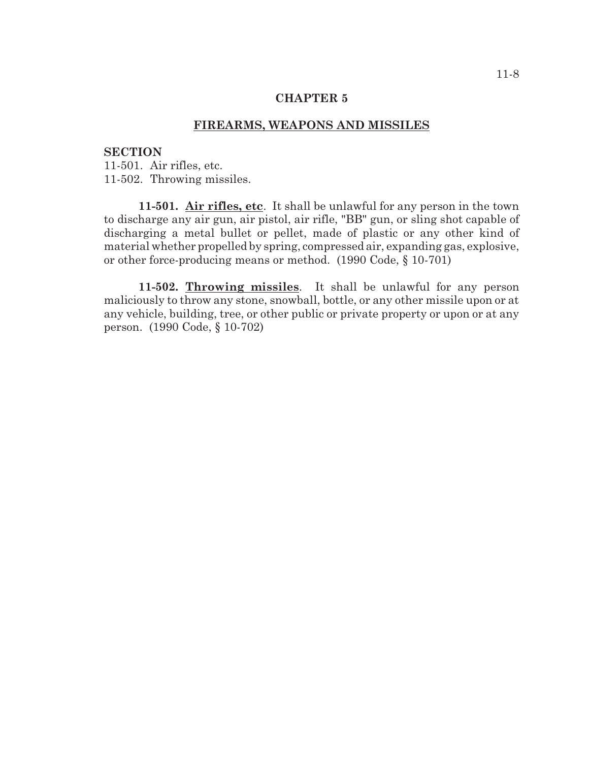# CHAPTER 5

## FIREARMS, WEAPONS AND MISSILES

**SECTION**

11-501. Air rifles, etc.
11-502. Throwing missiles.

**11-501. Air rifles, etc.** It shall be unlawful for any person in the town to discharge any air gun, air pistol, air rifle, "BB" gun, or sling shot capable of discharging a metal bullet or pellet, made of plastic or any other kind of material whether propelled by spring, compressed air, expanding gas, explosive, or other force-producing means or method. (1990 Code, § 10-701)

**11-502. Throwing missiles.** It shall be unlawful for any person maliciously to throw any stone, snowball, bottle, or any other missile upon or at any vehicle, building, tree, or other public or private property or upon or at any person. (1990 Code, § 10-702)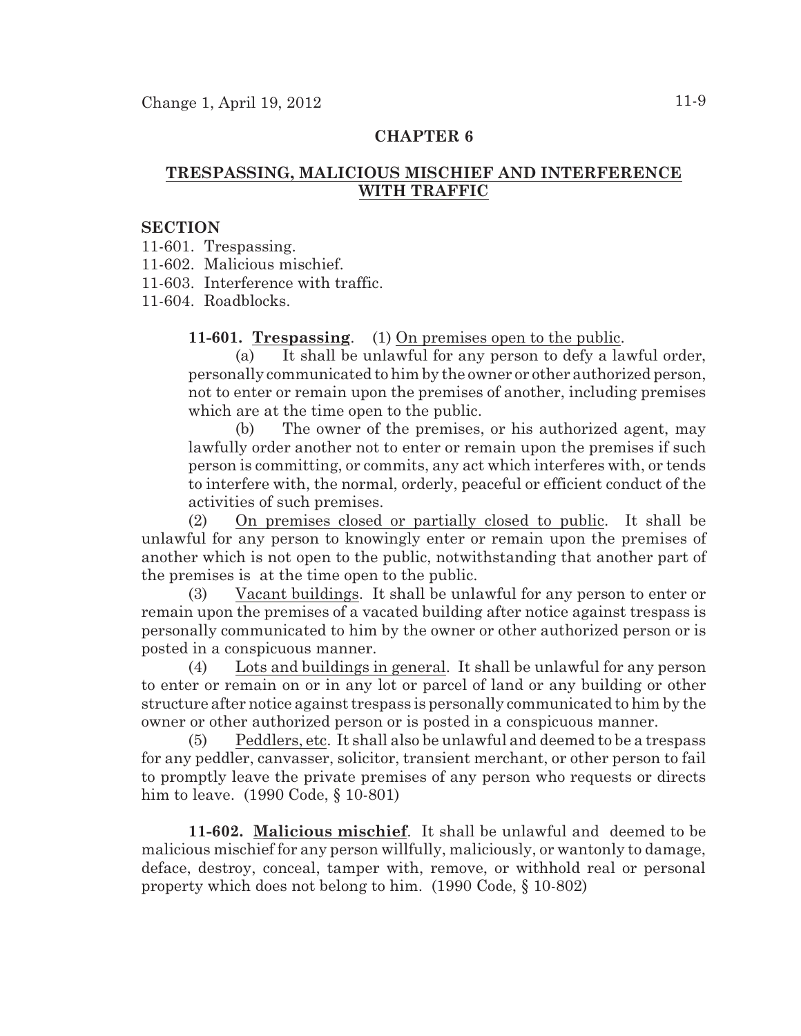## CHAPTER 6

## TRESPASSING, MALICIOUS MISCHIEF AND INTERFERENCE WITH TRAFFIC

**SECTION**

11-601. Trespassing.
11-602. Malicious mischief.
11-603. Interference with traffic.
11-604. Roadblocks.

**11-601. Trespassing**. (1) On premises open to the public.

(a) It shall be unlawful for any person to defy a lawful order, personally communicated to him by the owner or other authorized person, not to enter or remain upon the premises of another, including premises which are at the time open to the public.

(b) The owner of the premises, or his authorized agent, may lawfully order another not to enter or remain upon the premises if such person is committing, or commits, any act which interferes with, or tends to interfere with, the normal, orderly, peaceful or efficient conduct of the activities of such premises.

(2) On premises closed or partially closed to public. It shall be unlawful for any person to knowingly enter or remain upon the premises of another which is not open to the public, notwithstanding that another part of the premises is at the time open to the public.

(3) Vacant buildings. It shall be unlawful for any person to enter or remain upon the premises of a vacated building after notice against trespass is personally communicated to him by the owner or other authorized person or is posted in a conspicuous manner.

(4) Lots and buildings in general. It shall be unlawful for any person to enter or remain on or in any lot or parcel of land or any building or other structure after notice against trespass is personally communicated to him by the owner or other authorized person or is posted in a conspicuous manner.

(5) Peddlers, etc. It shall also be unlawful and deemed to be a trespass for any peddler, canvasser, solicitor, transient merchant, or other person to fail to promptly leave the private premises of any person who requests or directs him to leave. (1990 Code, § 10-801)

**11-602. Malicious mischief**. It shall be unlawful and deemed to be malicious mischief for any person willfully, maliciously, or wantonly to damage, deface, destroy, conceal, tamper with, remove, or withhold real or personal property which does not belong to him. (1990 Code, § 10-802)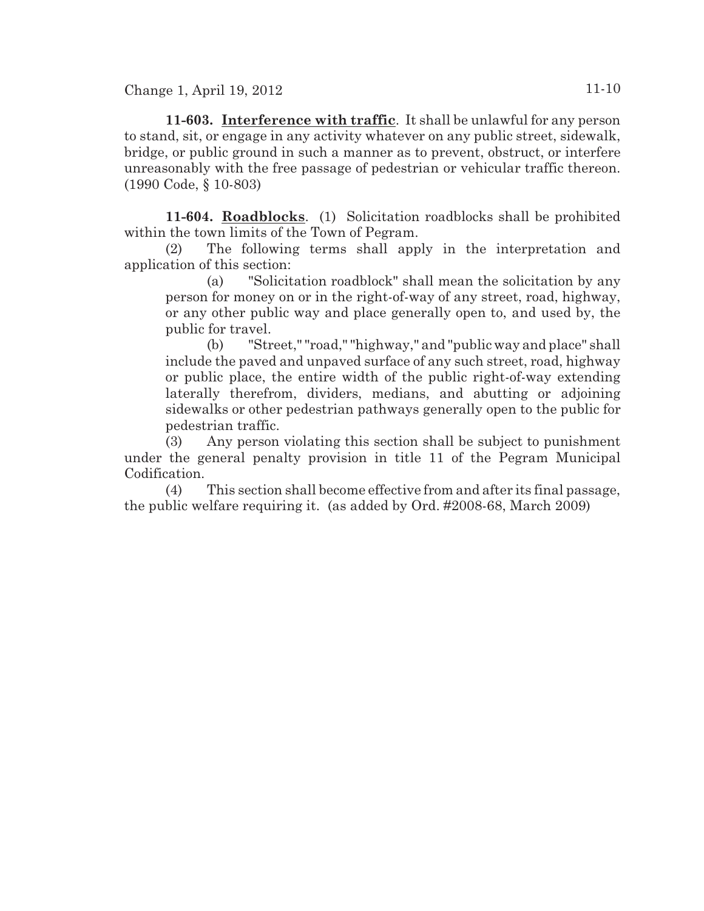**11-603. Interference with traffic**. It shall be unlawful for any person to stand, sit, or engage in any activity whatever on any public street, sidewalk, bridge, or public ground in such a manner as to prevent, obstruct, or interfere unreasonably with the free passage of pedestrian or vehicular traffic thereon. (1990 Code, § 10-803)

**11-604. Roadblocks**. (1) Solicitation roadblocks shall be prohibited within the town limits of the Town of Pegram.

(2) The following terms shall apply in the interpretation and application of this section:

(a) "Solicitation roadblock" shall mean the solicitation by any person for money on or in the right-of-way of any street, road, highway, or any other public way and place generally open to, and used by, the public for travel.

(b) "Street," "road," "highway," and "public way and place" shall include the paved and unpaved surface of any such street, road, highway or public place, the entire width of the public right-of-way extending laterally therefrom, dividers, medians, and abutting or adjoining sidewalks or other pedestrian pathways generally open to the public for pedestrian traffic.

(3) Any person violating this section shall be subject to punishment under the general penalty provision in title 11 of the Pegram Municipal Codification.

(4) This section shall become effective from and after its final passage, the public welfare requiring it. (as added by Ord. #2008-68, March 2009)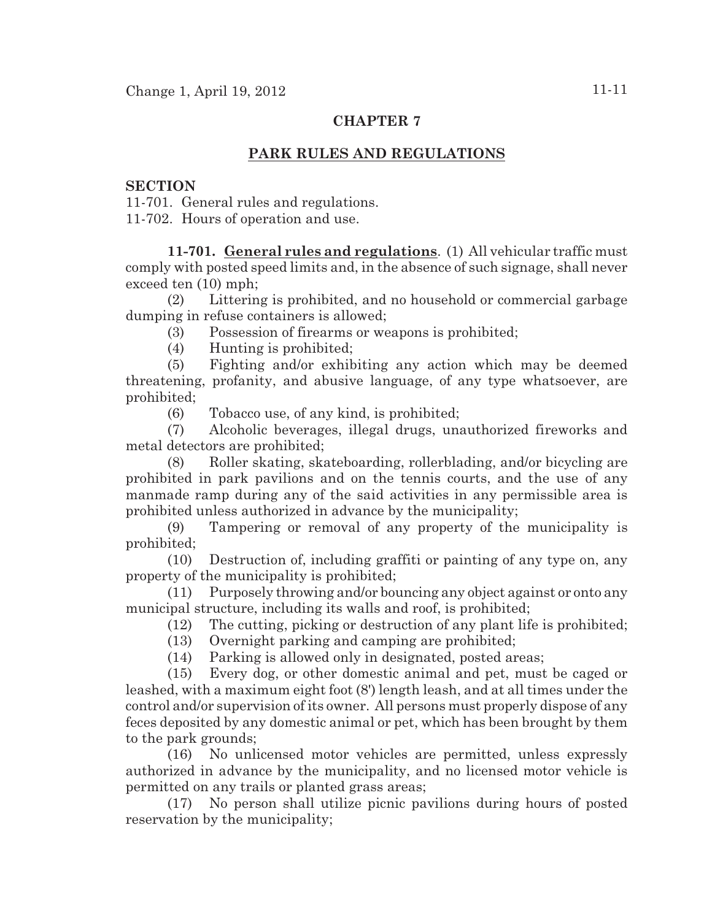# CHAPTER 7

## PARK RULES AND REGULATIONS

**SECTION**

11-701. General rules and regulations.
11-702. Hours of operation and use.

**11-701. General rules and regulations**. (1) All vehicular traffic must comply with posted speed limits and, in the absence of such signage, shall never exceed ten (10) mph;

(2) Littering is prohibited, and no household or commercial garbage dumping in refuse containers is allowed;

(3) Possession of firearms or weapons is prohibited;

(4) Hunting is prohibited;

(5) Fighting and/or exhibiting any action which may be deemed threatening, profanity, and abusive language, of any type whatsoever, are prohibited;

(6) Tobacco use, of any kind, is prohibited;

(7) Alcoholic beverages, illegal drugs, unauthorized fireworks and metal detectors are prohibited;

(8) Roller skating, skateboarding, rollerblading, and/or bicycling are prohibited in park pavilions and on the tennis courts, and the use of any manmade ramp during any of the said activities in any permissible area is prohibited unless authorized in advance by the municipality;

(9) Tampering or removal of any property of the municipality is prohibited;

(10) Destruction of, including graffiti or painting of any type on, any property of the municipality is prohibited;

(11) Purposely throwing and/or bouncing any object against or onto any municipal structure, including its walls and roof, is prohibited;

(12) The cutting, picking or destruction of any plant life is prohibited;

(13) Overnight parking and camping are prohibited;

(14) Parking is allowed only in designated, posted areas;

(15) Every dog, or other domestic animal and pet, must be caged or leashed, with a maximum eight foot (8') length leash, and at all times under the control and/or supervision of its owner. All persons must properly dispose of any feces deposited by any domestic animal or pet, which has been brought by them to the park grounds;

(16) No unlicensed motor vehicles are permitted, unless expressly authorized in advance by the municipality, and no licensed motor vehicle is permitted on any trails or planted grass areas;

(17) No person shall utilize picnic pavilions during hours of posted reservation by the municipality;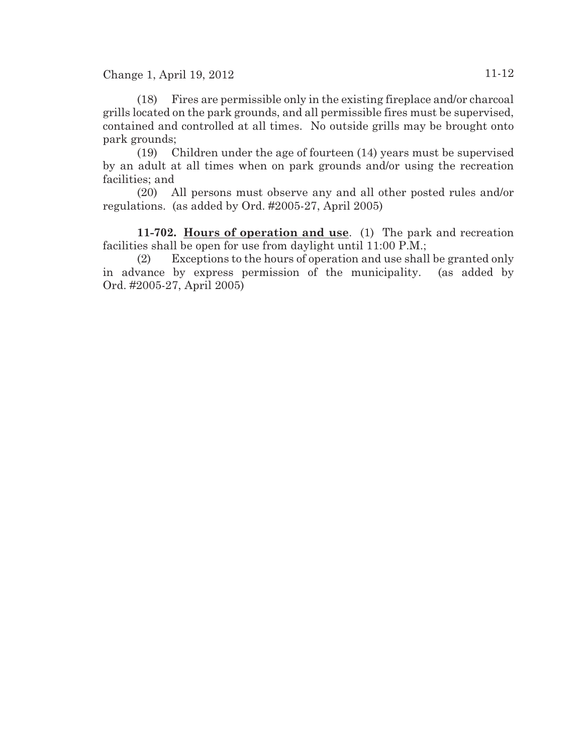(18) Fires are permissible only in the existing fireplace and/or charcoal grills located on the park grounds, and all permissible fires must be supervised, contained and controlled at all times. No outside grills may be brought onto park grounds;

(19) Children under the age of fourteen (14) years must be supervised by an adult at all times when on park grounds and/or using the recreation facilities; and

(20) All persons must observe any and all other posted rules and/or regulations. (as added by Ord. #2005-27, April 2005)

**11-702. Hours of operation and use**. (1) The park and recreation facilities shall be open for use from daylight until 11:00 P.M.;

(2) Exceptions to the hours of operation and use shall be granted only in advance by express permission of the municipality. (as added by Ord. #2005-27, April 2005)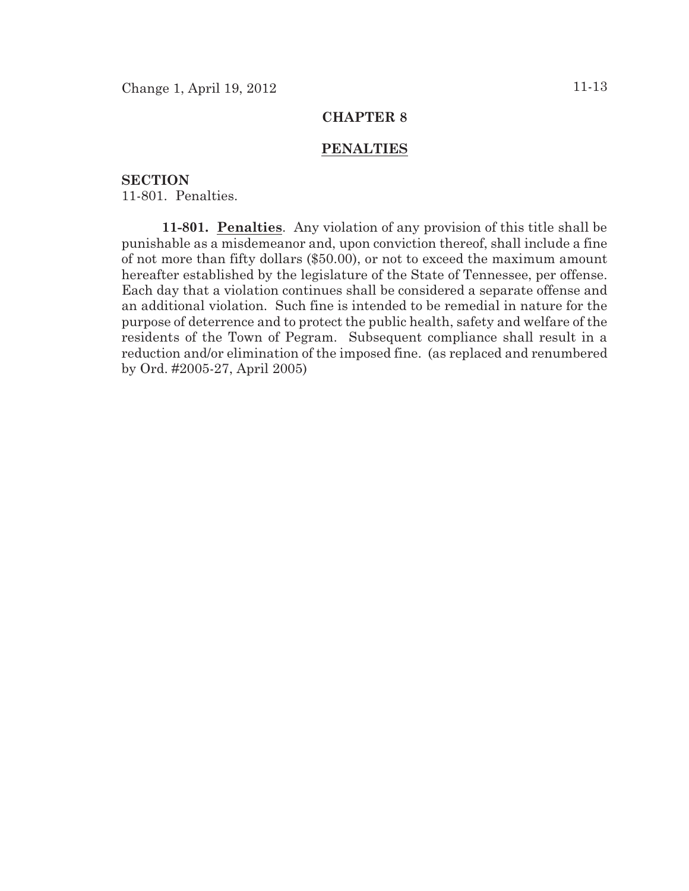## CHAPTER 8

## PENALTIES

**SECTION**

11-801. Penalties.

**11-801. Penalties**. Any violation of any provision of this title shall be punishable as a misdemeanor and, upon conviction thereof, shall include a fine of not more than fifty dollars ($50.00), or not to exceed the maximum amount hereafter established by the legislature of the State of Tennessee, per offense. Each day that a violation continues shall be considered a separate offense and an additional violation. Such fine is intended to be remedial in nature for the purpose of deterrence and to protect the public health, safety and welfare of the residents of the Town of Pegram. Subsequent compliance shall result in a reduction and/or elimination of the imposed fine. (as replaced and renumbered by Ord. #2005-27, April 2005)